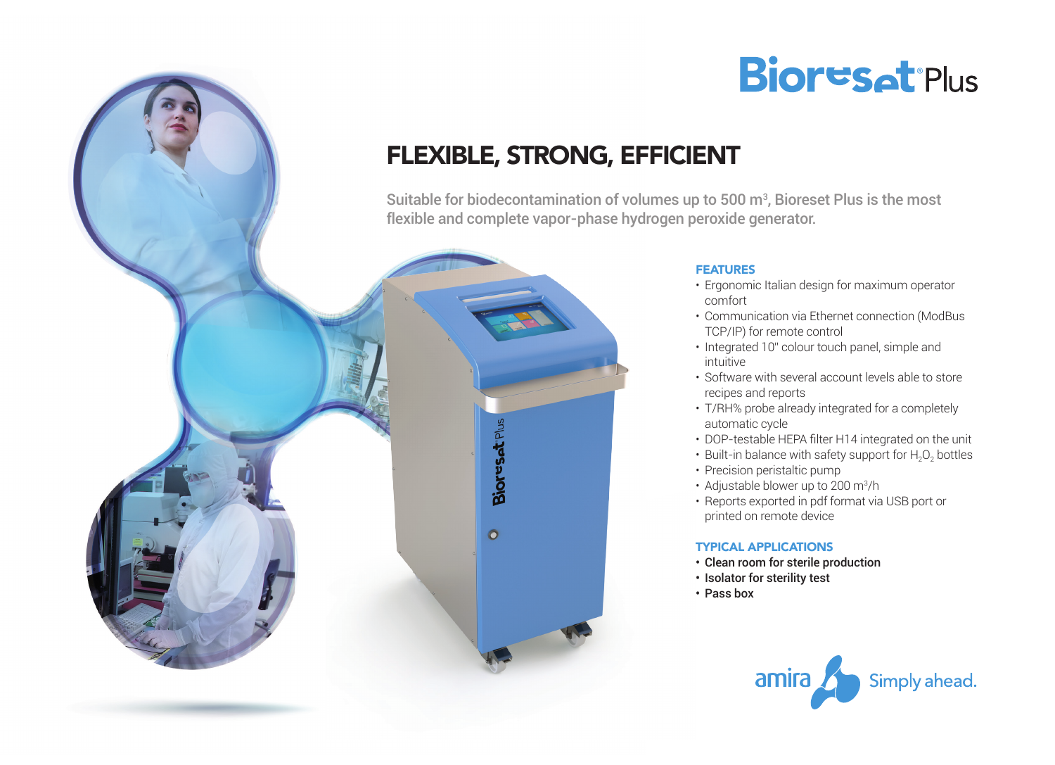# Bioreset Plus

## FLEXIBLE, STRONG, EFFICIENT

**Suitable for biodecontamination of volumes up to 500 m³, Bioreset Plus is the most flexible and complete vapor-phase hydrogen peroxide generator.**

### FEATURES

- Ergonomic Italian design for maximum operator comfort
- Communication via Ethernet connection (ModBus TCP/IP) for remote control
- Integrated 10" colour touch panel, simple and intuitive
- Software with several account levels able to store recipes and reports
- T/RH% probe already integrated for a completely automatic cycle
- DOP-testable HEPA filter H14 integrated on the unit
- Built-in balance with safety support for $H_2O_2$ bottles
- Precision peristaltic pump
- Adjustable blower up to 200 m³/h
- Reports exported in pdf format via USB port or printed on remote device

### TYPICAL APPLICATIONS

- **Clean room for sterile production**
- **Isolator for sterility test**
- **Pass box**

amira Simply ahead.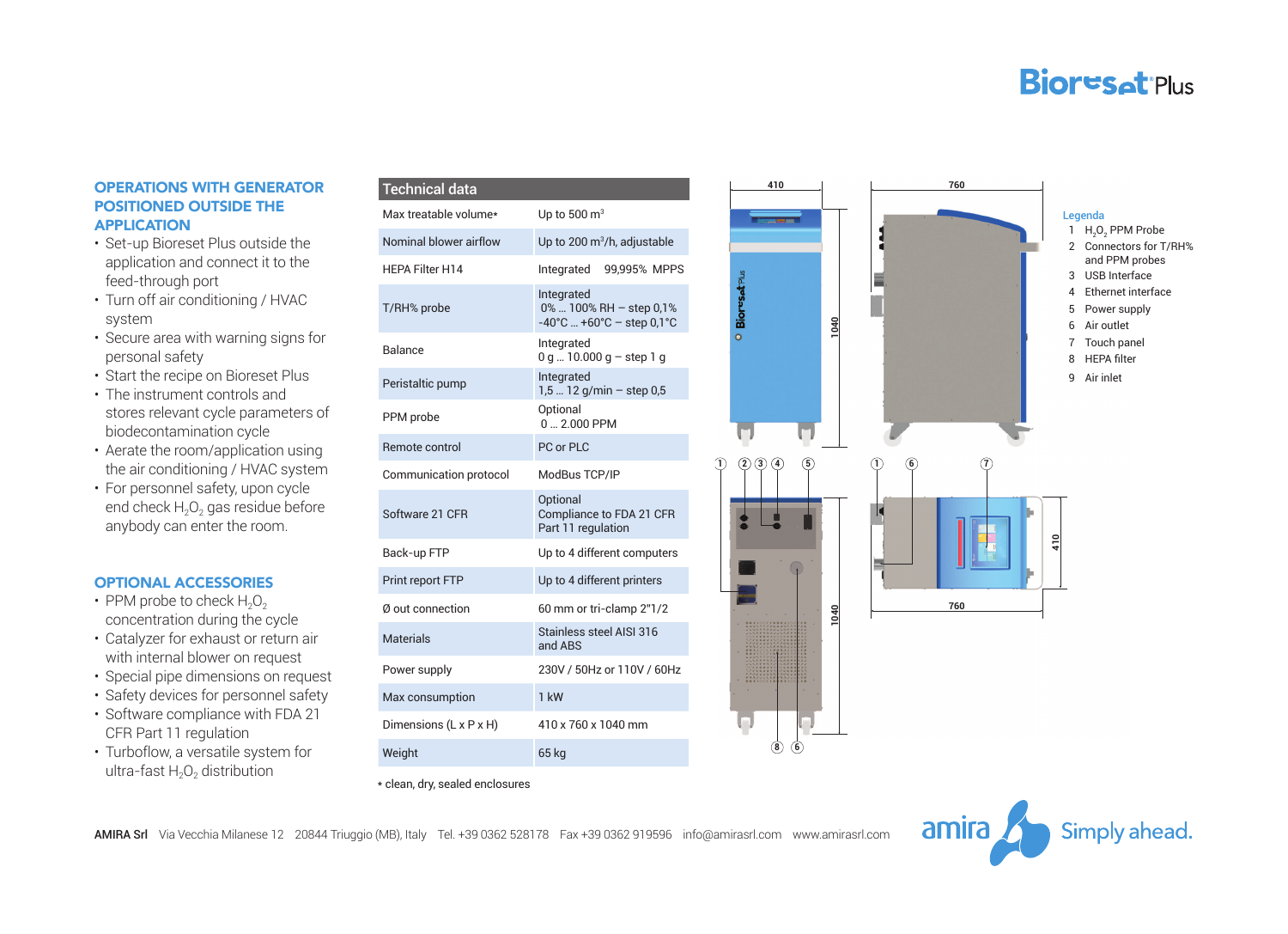## OPERATIONS WITH GENERATOR POSITIONED OUTSIDE THE APPLICATION

- Set-up Bioreset Plus outside the application and connect it to the feed-through port
- Turn off air conditioning / HVAC system
- Secure area with warning signs for personal safety
- Start the recipe on Bioreset Plus
- The instrument controls and stores relevant cycle parameters of biodecontamination cycle
- Aerate the room/application using the air conditioning / HVAC system
- For personnel safety, upon cycle end check $H_2O_2$ gas residue before anybody can enter the room.

## OPTIONAL ACCESSORIES

- PPM probe to check $H_2O_2$ concentration during the cycle
- Catalyzer for exhaust or return air with internal blower on request
- Special pipe dimensions on request
- Safety devices for personnel safety
- Software compliance with FDA 21 CFR Part 11 regulation
- Turboflow, a versatile system for ultra-fast $H_2O_2$ distribution

| Technical data | |
|---|---|
| Max treatable volume* | Up to 500 m³ |
| Nominal blower airflow | Up to 200 m³/h, adjustable |
| HEPA Filter H14 | Integrated 99,995% MPPS |
| T/RH% probe | Integrated<br>0% ... 100% RH – step 0,1%<br>-40°C ... +60°C – step 0,1°C |
| Balance | Integrated<br>0 g ... 10.000 g – step 1 g |
| Peristaltic pump | Integrated<br>1,5 ... 12 g/min – step 0,5 |
| PPM probe | Optional<br>0 ... 2.000 PPM |
| Remote control | PC or PLC |
| Communication protocol | ModBus TCP/IP |
| Software 21 CFR | Optional<br>Compliance to FDA 21 CFR Part 11 regulation |
| Back-up FTP | Up to 4 different computers |
| Print report FTP | Up to 4 different printers |
| Ø out connection | 60 mm or tri-clamp 2"1/2 |
| Materials | Stainless steel AISI 316 and ABS |
| Power supply | 230V / 50Hz or 110V / 60Hz |
| Max consumption | 1 kW |
| Dimensions (L x P x H) | 410 x 760 x 1040 mm |
| Weight | 65 kg |

* clean, dry, sealed enclosures

410
760
1040
1040
760
410

Legenda
1 $H_2O_2$ PPM Probe
2 Connectors for T/RH% and PPM probes
3 USB Interface
4 Ethernet interface
5 Power supply
6 Air outlet
7 Touch panel
8 HEPA filter
9 Air inlet

**AMIRA Srl** Via Vecchia Milanese 12 20844 Triuggio (MB), Italy Tel. +39 0362 528178 Fax +39 0362 919596 info@amirasrl.com www.amirasrl.com

amira Simply ahead.